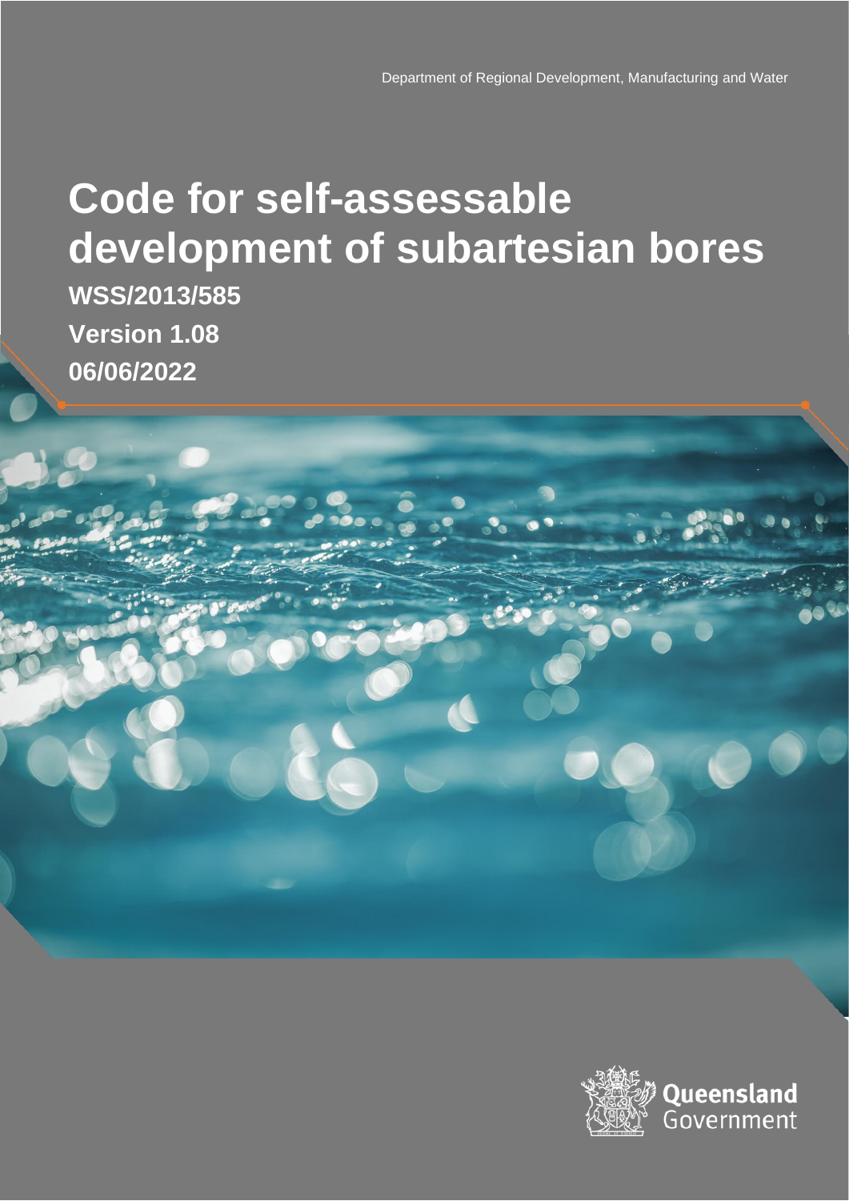Department of Regional Development, Manufacturing and Water

# Code for self-assessable development of subartesian bores

**WSS/2013/585**

**Version 1.08**

**06/06/2022**

Queensland Government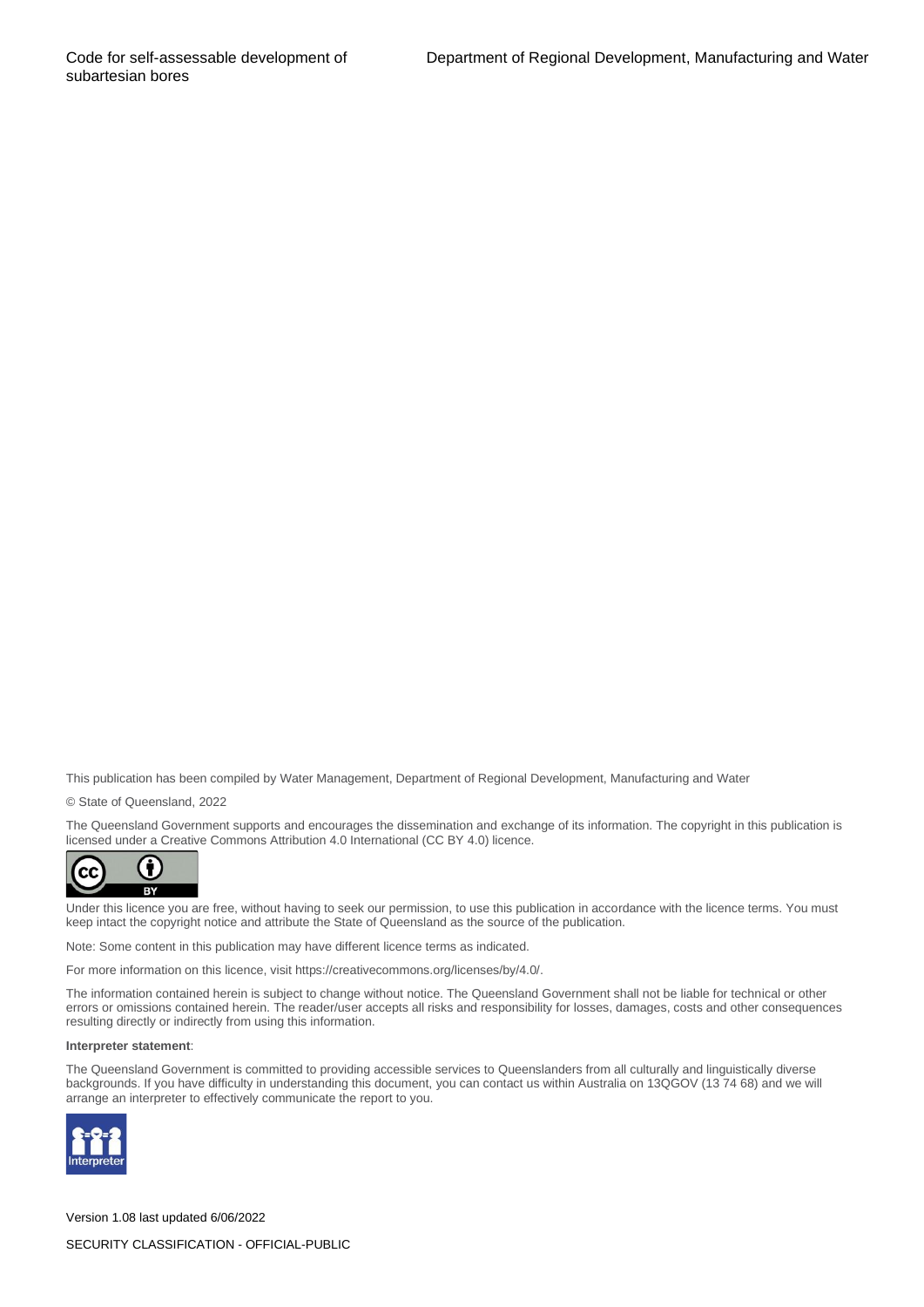This publication has been compiled by Water Management, Department of Regional Development, Manufacturing and Water

© State of Queensland, 2022

The Queensland Government supports and encourages the dissemination and exchange of its information. The copyright in this publication is licensed under a Creative Commons Attribution 4.0 International (CC BY 4.0) licence.

Under this licence you are free, without having to seek our permission, to use this publication in accordance with the licence terms. You must keep intact the copyright notice and attribute the State of Queensland as the source of the publication.

Note: Some content in this publication may have different licence terms as indicated.

For more information on this licence, visit https://creativecommons.org/licenses/by/4.0/.

The information contained herein is subject to change without notice. The Queensland Government shall not be liable for technical or other errors or omissions contained herein. The reader/user accepts all risks and responsibility for losses, damages, costs and other consequences resulting directly or indirectly from using this information.

**Interpreter statement**:

The Queensland Government is committed to providing accessible services to Queenslanders from all culturally and linguistically diverse backgrounds. If you have difficulty in understanding this document, you can contact us within Australia on 13QGOV (13 74 68) and we will arrange an interpreter to effectively communicate the report to you.

Version 1.08 last updated 6/06/2022

SECURITY CLASSIFICATION - OFFICIAL-PUBLIC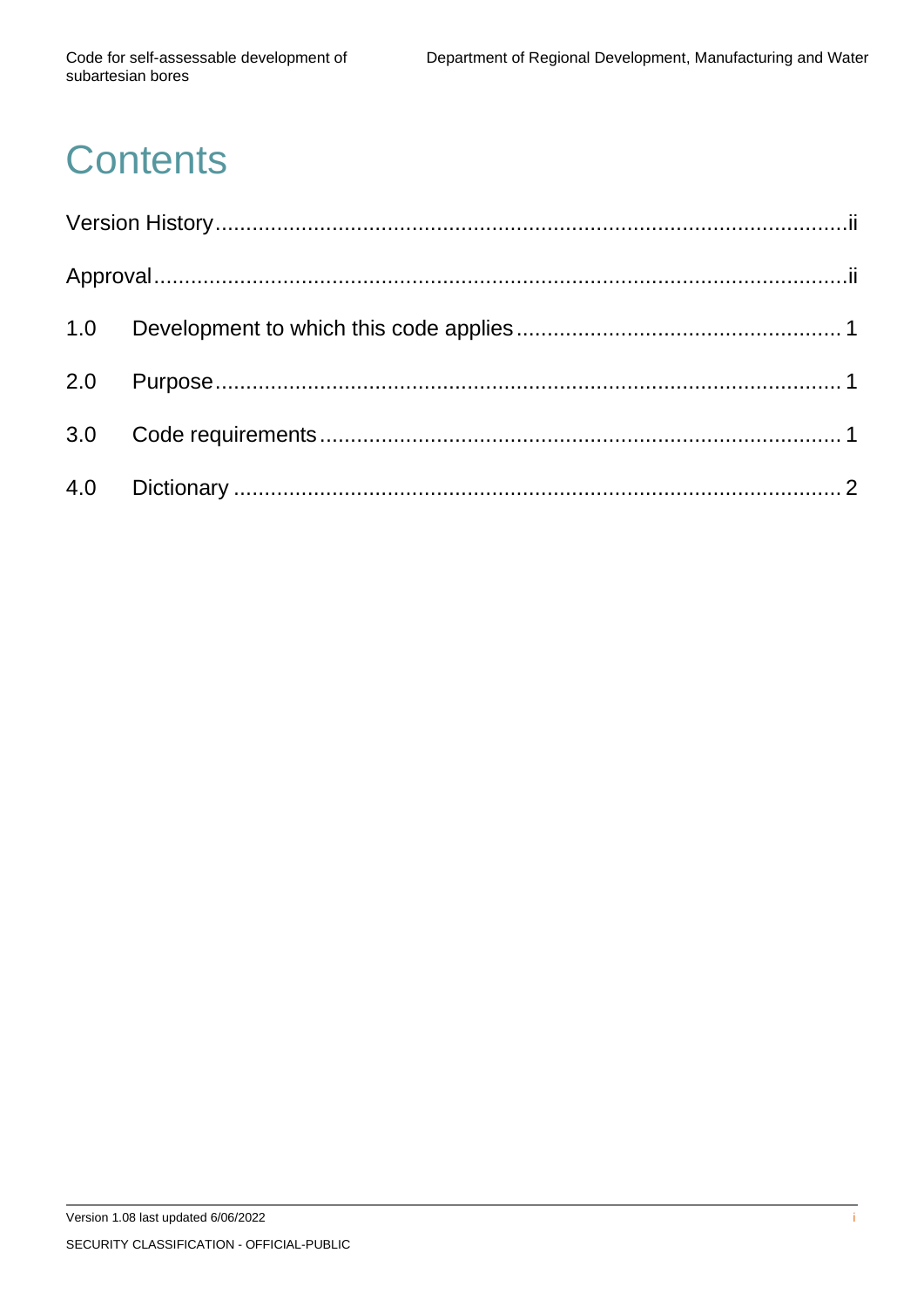# Contents

Version History .......... ii

Approval .......... ii

1.0 Development to which this code applies .......... 1

2.0 Purpose .......... 1

3.0 Code requirements .......... 1

4.0 Dictionary .......... 2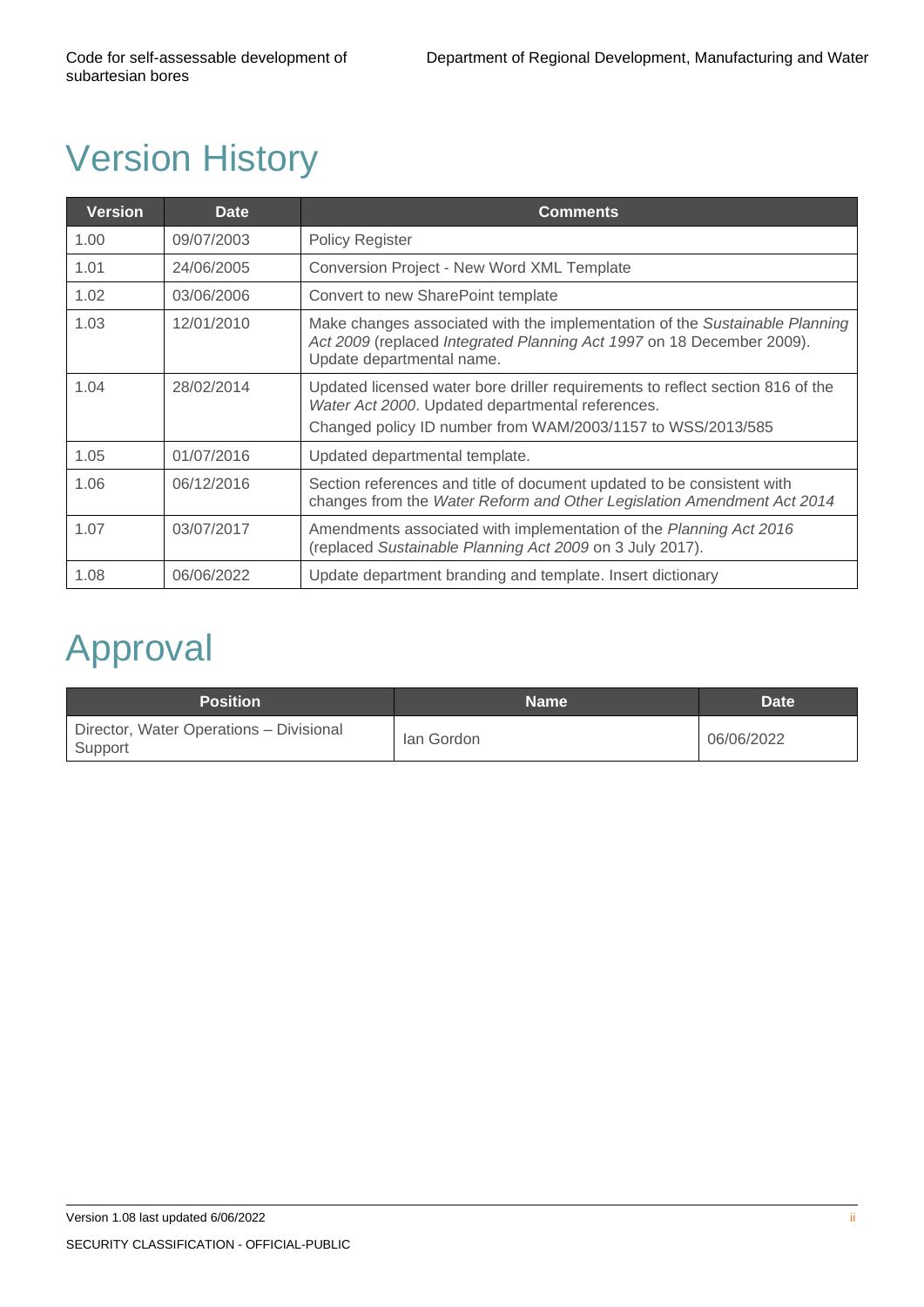# Version History

| Version | Date | Comments |
|---|---|---|
| 1.00 | 09/07/2003 | Policy Register |
| 1.01 | 24/06/2005 | Conversion Project - New Word XML Template |
| 1.02 | 03/06/2006 | Convert to new SharePoint template |
| 1.03 | 12/01/2010 | Make changes associated with the implementation of the *Sustainable Planning Act 2009* (replaced *Integrated Planning Act 1997* on 18 December 2009). Update departmental name. |
| 1.04 | 28/02/2014 | Updated licensed water bore driller requirements to reflect section 816 of the *Water Act 2000*. Updated departmental references.<br>Changed policy ID number from WAM/2003/1157 to WSS/2013/585 |
| 1.05 | 01/07/2016 | Updated departmental template. |
| 1.06 | 06/12/2016 | Section references and title of document updated to be consistent with changes from the *Water Reform and Other Legislation Amendment Act 2014* |
| 1.07 | 03/07/2017 | Amendments associated with implementation of the *Planning Act 2016* (replaced *Sustainable Planning Act 2009* on 3 July 2017). |
| 1.08 | 06/06/2022 | Update department branding and template. Insert dictionary |

# Approval

| Position | Name | Date |
|---|---|---|
| Director, Water Operations – Divisional Support | Ian Gordon | 06/06/2022 |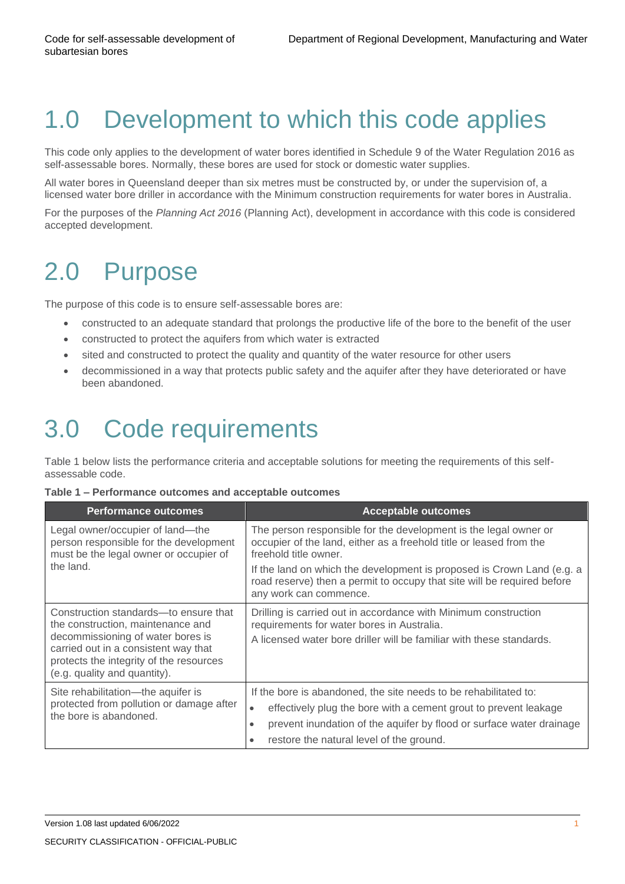# 1.0 Development to which this code applies

This code only applies to the development of water bores identified in Schedule 9 of the Water Regulation 2016 as self-assessable bores. Normally, these bores are used for stock or domestic water supplies.

All water bores in Queensland deeper than six metres must be constructed by, or under the supervision of, a licensed water bore driller in accordance with the Minimum construction requirements for water bores in Australia.

For the purposes of the *Planning Act 2016* (Planning Act), development in accordance with this code is considered accepted development.

# 2.0 Purpose

The purpose of this code is to ensure self-assessable bores are:

- constructed to an adequate standard that prolongs the productive life of the bore to the benefit of the user
- constructed to protect the aquifers from which water is extracted
- sited and constructed to protect the quality and quantity of the water resource for other users
- decommissioned in a way that protects public safety and the aquifer after they have deteriorated or have been abandoned.

# 3.0 Code requirements

Table 1 below lists the performance criteria and acceptable solutions for meeting the requirements of this self-assessable code.

**Table 1 – Performance outcomes and acceptable outcomes**

| Performance outcomes | Acceptable outcomes |
|---|---|
| Legal owner/occupier of land—the person responsible for the development must be the legal owner or occupier of the land. | The person responsible for the development is the legal owner or occupier of the land, either as a freehold title or leased from the freehold title owner.<br><br>If the land on which the development is proposed is Crown Land (e.g. a road reserve) then a permit to occupy that site will be required before any work can commence. |
| Construction standards—to ensure that the construction, maintenance and decommissioning of water bores is carried out in a consistent way that protects the integrity of the resources (e.g. quality and quantity). | Drilling is carried out in accordance with Minimum construction requirements for water bores in Australia.<br><br>A licensed water bore driller will be familiar with these standards. |
| Site rehabilitation—the aquifer is protected from pollution or damage after the bore is abandoned. | If the bore is abandoned, the site needs to be rehabilitated to:<br>• effectively plug the bore with a cement grout to prevent leakage<br>• prevent inundation of the aquifer by flood or surface water drainage<br>• restore the natural level of the ground. |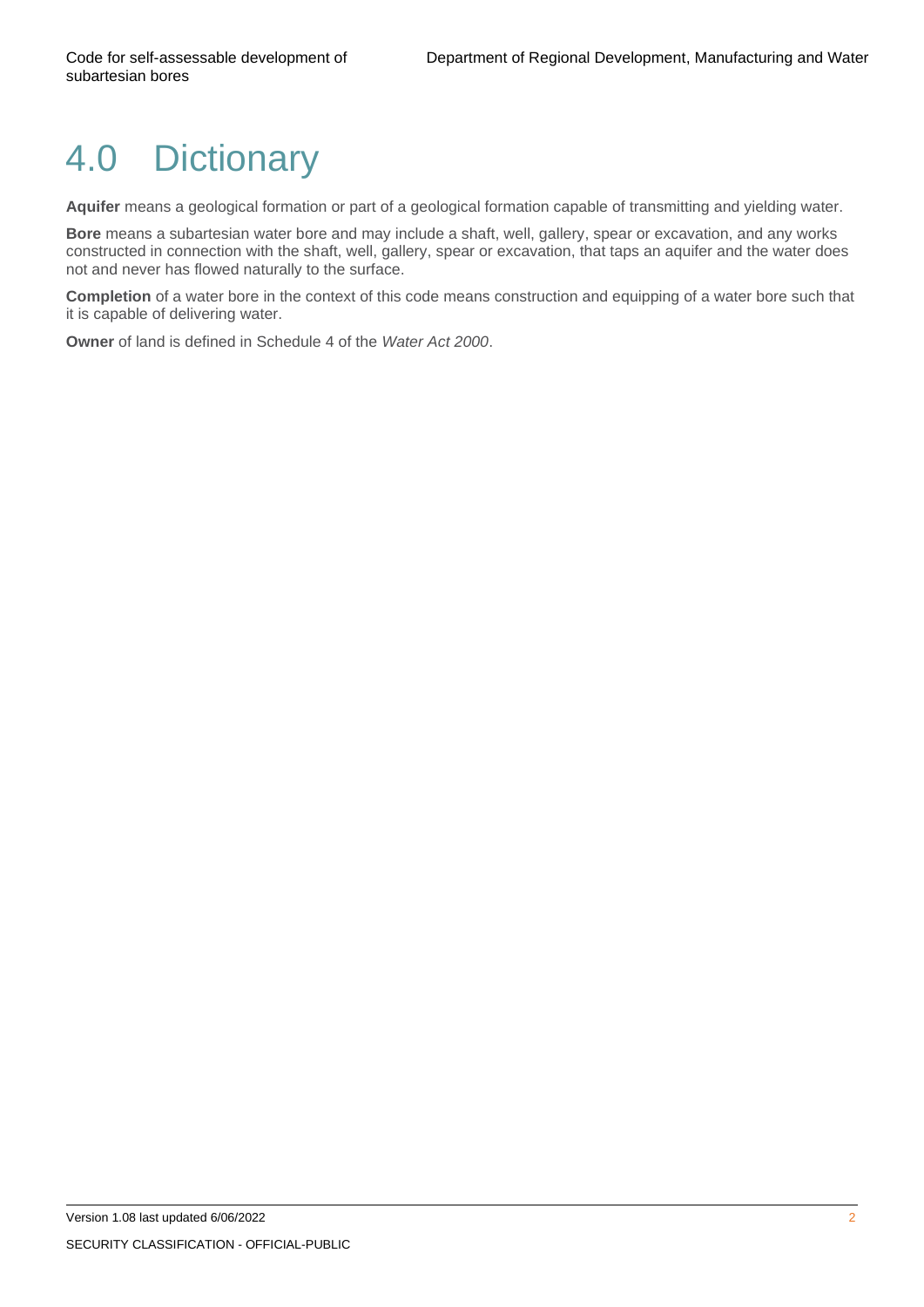# 4.0 Dictionary

**Aquifer** means a geological formation or part of a geological formation capable of transmitting and yielding water.

**Bore** means a subartesian water bore and may include a shaft, well, gallery, spear or excavation, and any works constructed in connection with the shaft, well, gallery, spear or excavation, that taps an aquifer and the water does not and never has flowed naturally to the surface.

**Completion** of a water bore in the context of this code means construction and equipping of a water bore such that it is capable of delivering water.

**Owner** of land is defined in Schedule 4 of the *Water Act 2000*.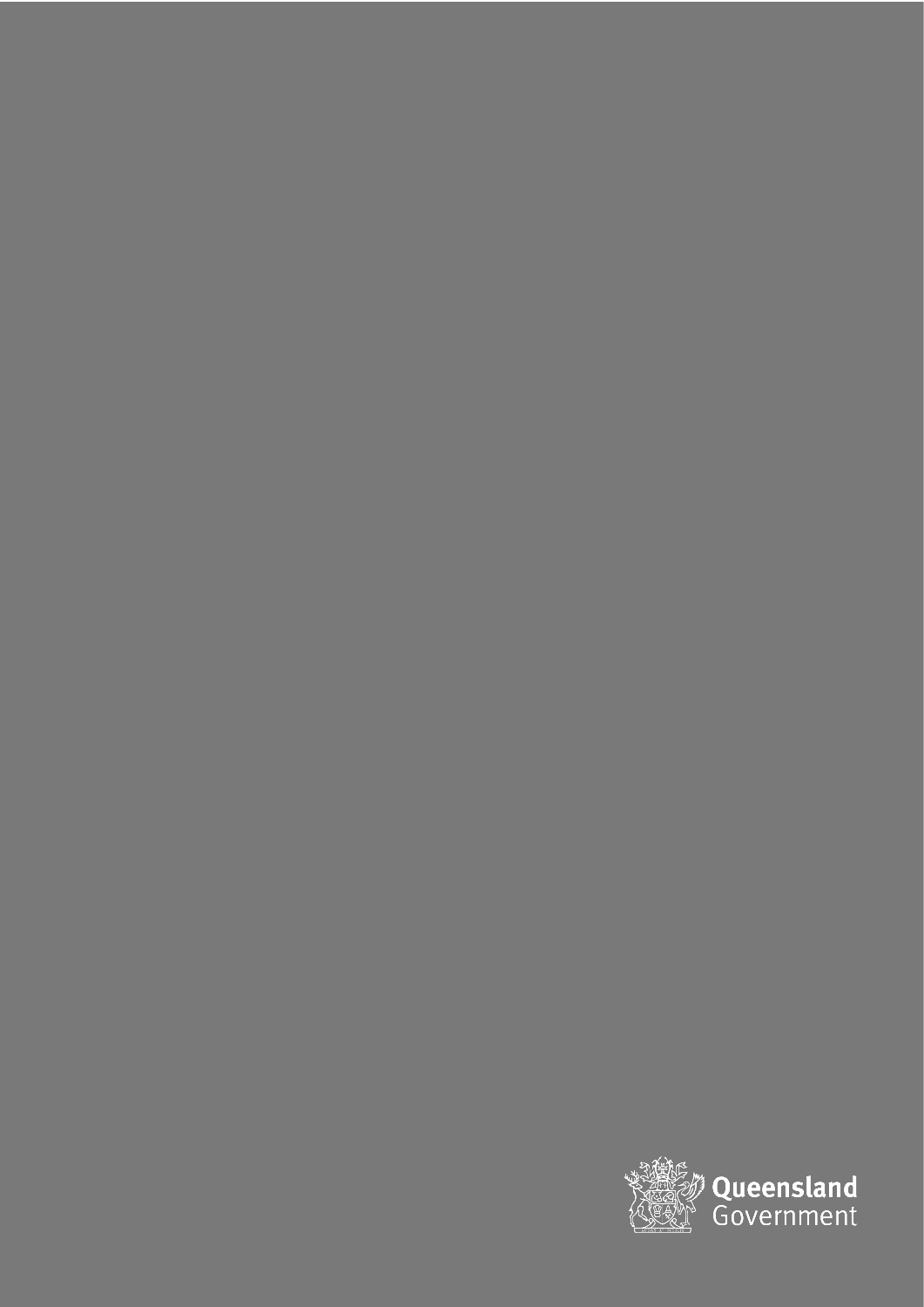Queensland Government